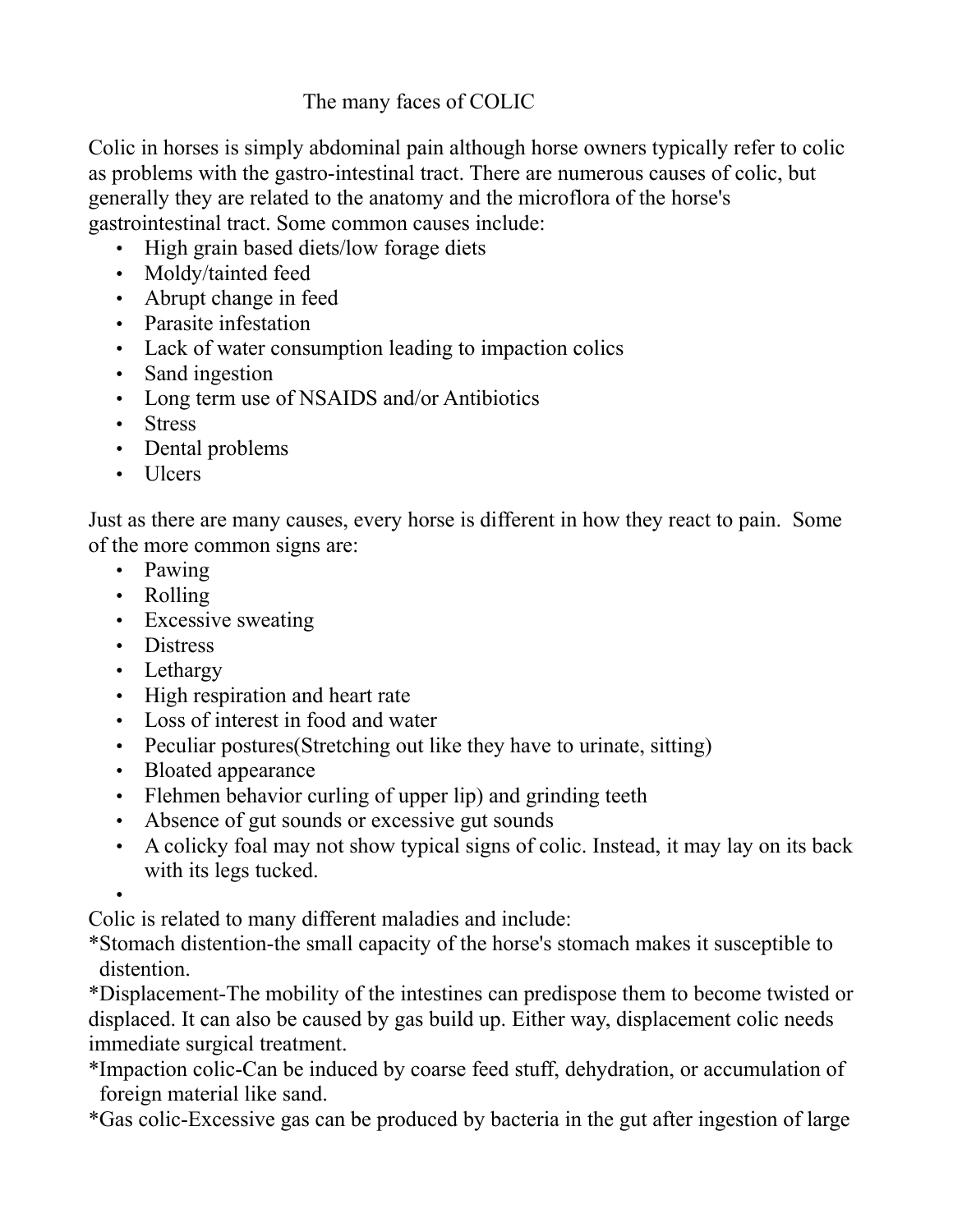# The many faces of COLIC

Colic in horses is simply abdominal pain although horse owners typically refer to colic as problems with the gastro-intestinal tract. There are numerous causes of colic, but generally they are related to the anatomy and the microflora of the horse's gastrointestinal tract. Some common causes include:

- High grain based diets/low forage diets
- Moldy/tainted feed
- Abrupt change in feed
- Parasite infestation
- Lack of water consumption leading to impaction colics
- Sand ingestion
- Long term use of NSAIDS and/or Antibiotics
- Stress
- Dental problems
- Ulcers

Just as there are many causes, every horse is different in how they react to pain. Some of the more common signs are:

- Pawing
- Rolling
- Excessive sweating
- Distress
- Lethargy
- High respiration and heart rate
- Loss of interest in food and water
- Peculiar postures(Stretching out like they have to urinate, sitting)
- Bloated appearance
- Flehmen behavior curling of upper lip) and grinding teeth
- Absence of gut sounds or excessive gut sounds
- A colicky foal may not show typical signs of colic. Instead, it may lay on its back with its legs tucked.
-

Colic is related to many different maladies and include:

*Stomach distention-the small capacity of the horse's stomach makes it susceptible to distention.

*Displacement-The mobility of the intestines can predispose them to become twisted or displaced. It can also be caused by gas build up. Either way, displacement colic needs immediate surgical treatment.

*Impaction colic-Can be induced by coarse feed stuff, dehydration, or accumulation of foreign material like sand.

*Gas colic-Excessive gas can be produced by bacteria in the gut after ingestion of large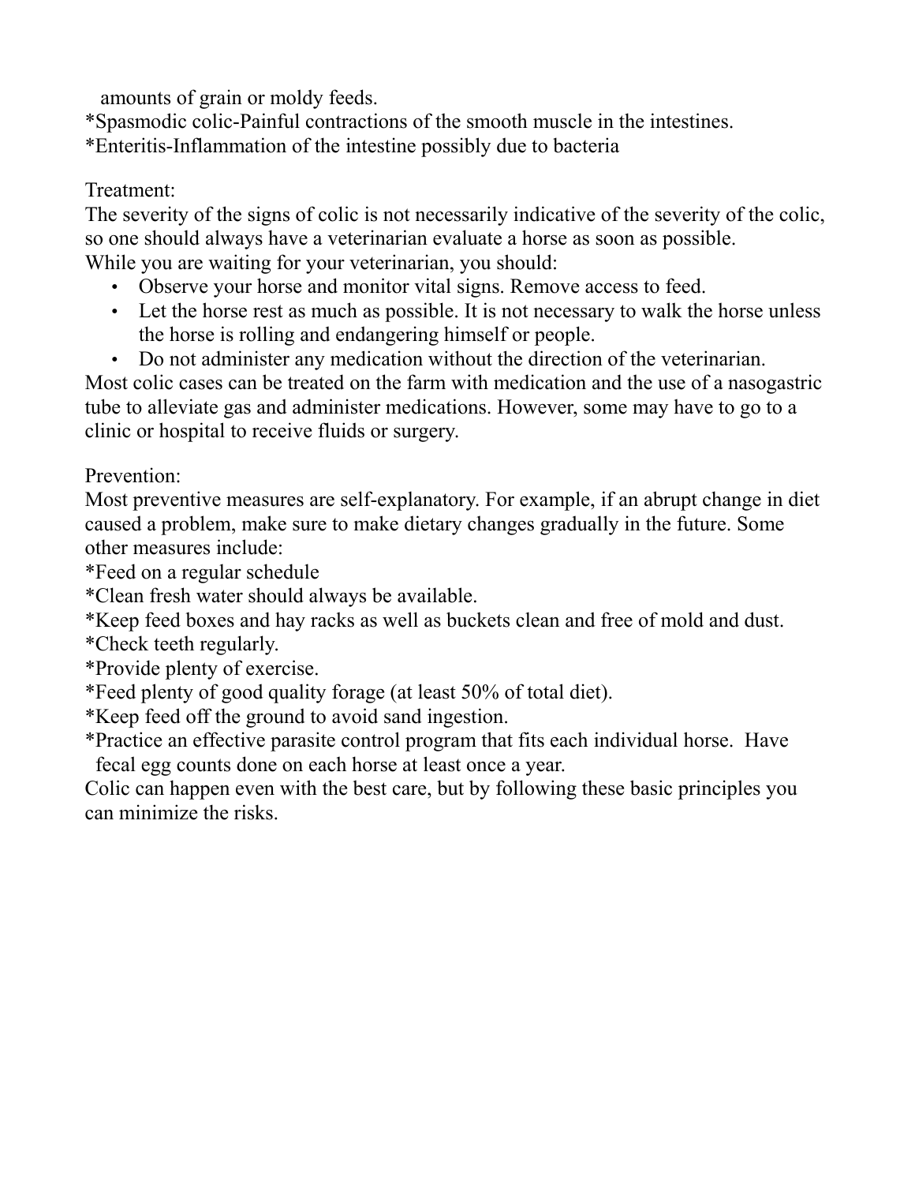amounts of grain or moldy feeds.
*Spasmodic colic-Painful contractions of the smooth muscle in the intestines.
*Enteritis-Inflammation of the intestine possibly due to bacteria

Treatment:
The severity of the signs of colic is not necessarily indicative of the severity of the colic, so one should always have a veterinarian evaluate a horse as soon as possible.
While you are waiting for your veterinarian, you should:

- Observe your horse and monitor vital signs. Remove access to feed.
- Let the horse rest as much as possible. It is not necessary to walk the horse unless the horse is rolling and endangering himself or people.
- Do not administer any medication without the direction of the veterinarian.

Most colic cases can be treated on the farm with medication and the use of a nasogastric tube to alleviate gas and administer medications. However, some may have to go to a clinic or hospital to receive fluids or surgery.

Prevention:
Most preventive measures are self-explanatory. For example, if an abrupt change in diet caused a problem, make sure to make dietary changes gradually in the future. Some other measures include:
*Feed on a regular schedule
*Clean fresh water should always be available.
*Keep feed boxes and hay racks as well as buckets clean and free of mold and dust.
*Check teeth regularly.
*Provide plenty of exercise.
*Feed plenty of good quality forage (at least 50% of total diet).
*Keep feed off the ground to avoid sand ingestion.
*Practice an effective parasite control program that fits each individual horse. Have fecal egg counts done on each horse at least once a year.
Colic can happen even with the best care, but by following these basic principles you can minimize the risks.